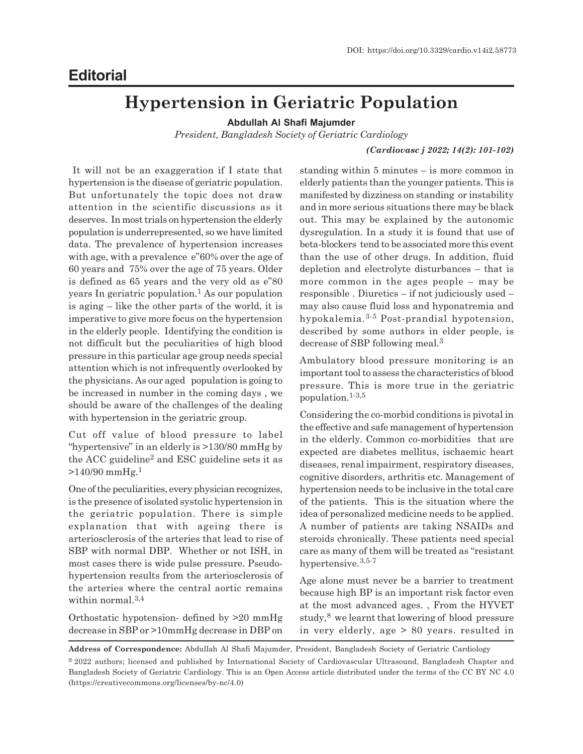DOI: https://doi.org/10.3329/cardio.v14i2.58773

**Editorial**

# Hypertension in Geriatric Population

**Abdullah Al Shafi Majumder**

*President, Bangladesh Society of Geriatric Cardiology*

***(Cardiovasc j 2022; 14(2): 101-102)***

It will not be an exaggeration if I state that hypertension is the disease of geriatric population. But unfortunately the topic does not draw attention in the scientific discussions as it deserves. In most trials on hypertension the elderly population is underrepresented, so we have limited data. The prevalence of hypertension increases with age, with a prevalence e”60% over the age of 60 years and 75% over the age of 75 years. Older is defined as 65 years and the very old as e”80 years In geriatric population.[1] As our population is aging – like the other parts of the world, it is imperative to give more focus on the hypertension in the elderly people. Identifying the condition is not difficult but the peculiarities of high blood pressure in this particular age group needs special attention which is not infrequently overlooked by the physicians. As our aged population is going to be increased in number in the coming days , we should be aware of the challenges of the dealing with hypertension in the geriatric group.

Cut off value of blood pressure to label "hypertensive" in an elderly is >130/80 mmHg by the ACC guideline[2] and ESC guideline sets it as >140/90 mmHg.[1]

One of the peculiarities, every physician recognizes, is the presence of isolated systolic hypertension in the geriatric population. There is simple explanation that with ageing there is arteriosclerosis of the arteries that lead to rise of SBP with normal DBP. Whether or not ISH, in most cases there is wide pulse pressure. Pseudo-hypertension results from the arteriosclerosis of the arteries where the central aortic remains within normal.[3,4]

Orthostatic hypotension- defined by >20 mmHg decrease in SBP or >10mmHg decrease in DBP on standing within 5 minutes – is more common in elderly patients than the younger patients. This is manifested by dizziness on standing or instability and in more serious situations there may be black out. This may be explained by the autonomic dysregulation. In a study it is found that use of beta-blockers tend to be associated more this event than the use of other drugs. In addition, fluid depletion and electrolyte disturbances – that is more common in the ages people – may be responsible . Diuretics – if not judiciously used – may also cause fluid loss and hyponatremia and hypokalemia.[3-5] Post-prandial hypotension, described by some authors in elder people, is decrease of SBP following meal.[3]

Ambulatory blood pressure monitoring is an important tool to assess the characteristics of blood pressure. This is more true in the geriatric population.[1-3,5]

Considering the co-morbid conditions is pivotal in the effective and safe management of hypertension in the elderly. Common co-morbidities that are expected are diabetes mellitus, ischaemic heart diseases, renal impairment, respiratory diseases, cognitive disorders, arthritis etc. Management of hypertension needs to be inclusive in the total care of the patients. This is the situation where the idea of personalized medicine needs to be applied. A number of patients are taking NSAIDs and steroids chronically. These patients need special care as many of them will be treated as "resistant hypertensive."[3,5-7]

Age alone must never be a barrier to treatment because high BP is an important risk factor even at the most advanced ages. , From the HYVET study,[8] we learnt that lowering of blood pressure in very elderly, age > 80 years. resulted in

**Address of Correspondence:** Abdullah Al Shafi Majumder, President, Bangladesh Society of Geriatric Cardiology

© 2022 authors; licensed and published by International Society of Cardiovascular Ultrasound, Bangladesh Chapter and Bangladesh Society of Geriatric Cardiology. This is an Open Access article distributed under the terms of the CC BY NC 4.0 (https://creativecommons.org/licenses/by-nc/4.0)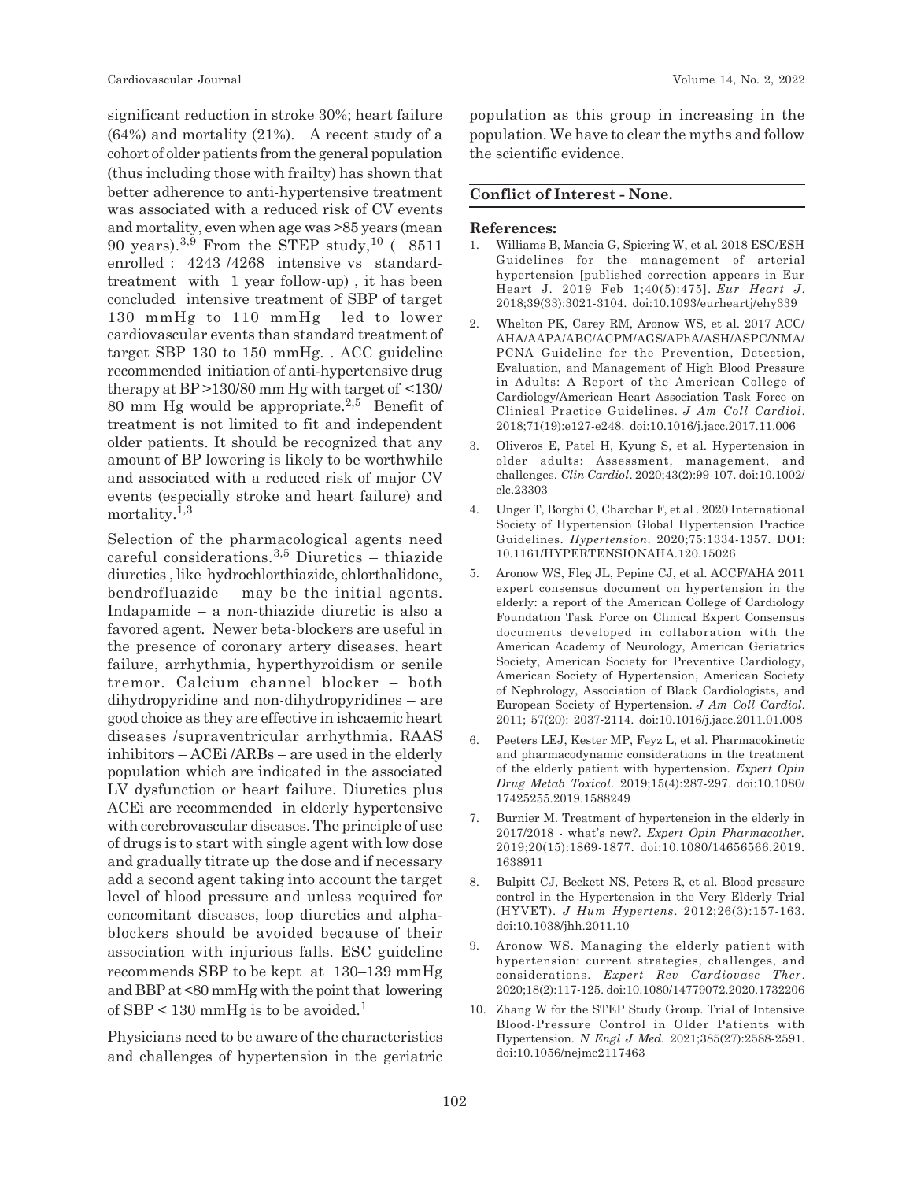significant reduction in stroke 30%; heart failure (64%) and mortality (21%). A recent study of a cohort of older patients from the general population (thus including those with frailty) has shown that better adherence to anti-hypertensive treatment was associated with a reduced risk of CV events and mortality, even when age was >85 years (mean 90 years).[3,9] From the STEP study,[10] ( 8511 enrolled : 4243 /4268 intensive vs standard-treatment with 1 year follow-up) , it has been concluded intensive treatment of SBP of target 130 mmHg to 110 mmHg led to lower cardiovascular events than standard treatment of target SBP 130 to 150 mmHg. . ACC guideline recommended initiation of anti-hypertensive drug therapy at BP >130/80 mm Hg with target of <130/ 80 mm Hg would be appropriate.[2,5] Benefit of treatment is not limited to fit and independent older patients. It should be recognized that any amount of BP lowering is likely to be worthwhile and associated with a reduced risk of major CV events (especially stroke and heart failure) and mortality.[1,3]

Selection of the pharmacological agents need careful considerations.[3,5] Diuretics – thiazide diuretics , like hydrochlorthiazide, chlorthalidone, bendrofluazide – may be the initial agents. Indapamide – a non-thiazide diuretic is also a favored agent. Newer beta-blockers are useful in the presence of coronary artery diseases, heart failure, arrhythmia, hyperthyroidism or senile tremor. Calcium channel blocker – both dihydropyridine and non-dihydropyridines – are good choice as they are effective in ishcaemic heart diseases /supraventricular arrhythmia. RAAS inhibitors – ACEi /ARBs – are used in the elderly population which are indicated in the associated LV dysfunction or heart failure. Diuretics plus ACEi are recommended in elderly hypertensive with cerebrovascular diseases. The principle of use of drugs is to start with single agent with low dose and gradually titrate up the dose and if necessary add a second agent taking into account the target level of blood pressure and unless required for concomitant diseases, loop diuretics and alpha-blockers should be avoided because of their association with injurious falls. ESC guideline recommends SBP to be kept at 130–139 mmHg and BBP at <80 mmHg with the point that lowering of SBP < 130 mmHg is to be avoided.[1]

Physicians need to be aware of the characteristics and challenges of hypertension in the geriatric population as this group in increasing in the population. We have to clear the myths and follow the scientific evidence.

**Conflict of Interest - None.**

**References:**

1. Williams B, Mancia G, Spiering W, et al. 2018 ESC/ESH Guidelines for the management of arterial hypertension [published correction appears in Eur Heart J. 2019 Feb 1;40(5):475]. *Eur Heart J*. 2018;39(33):3021-3104. doi:10.1093/eurheartj/ehy339
2. Whelton PK, Carey RM, Aronow WS, et al. 2017 ACC/AHA/AAPA/ABC/ACPM/AGS/APhA/ASH/ASPC/NMA/PCNA Guideline for the Prevention, Detection, Evaluation, and Management of High Blood Pressure in Adults: A Report of the American College of Cardiology/American Heart Association Task Force on Clinical Practice Guidelines. *J Am Coll Cardiol*. 2018;71(19):e127-e248. doi:10.1016/j.jacc.2017.11.006
3. Oliveros E, Patel H, Kyung S, et al. Hypertension in older adults: Assessment, management, and challenges. *Clin Cardiol*. 2020;43(2):99-107. doi:10.1002/clc.23303
4. Unger T, Borghi C, Charchar F, et al . 2020 International Society of Hypertension Global Hypertension Practice Guidelines. *Hypertension*. 2020;75:1334-1357. DOI: 10.1161/HYPERTENSIONAHA.120.15026
5. Aronow WS, Fleg JL, Pepine CJ, et al. ACCF/AHA 2011 expert consensus document on hypertension in the elderly: a report of the American College of Cardiology Foundation Task Force on Clinical Expert Consensus documents developed in collaboration with the American Academy of Neurology, American Geriatrics Society, American Society for Preventive Cardiology, American Society of Hypertension, American Society of Nephrology, Association of Black Cardiologists, and European Society of Hypertension. *J Am Coll Cardiol*. 2011; 57(20): 2037-2114. doi:10.1016/j.jacc.2011.01.008
6. Peeters LEJ, Kester MP, Feyz L, et al. Pharmacokinetic and pharmacodynamic considerations in the treatment of the elderly patient with hypertension. *Expert Opin Drug Metab Toxicol*. 2019;15(4):287-297. doi:10.1080/17425255.2019.1588249
7. Burnier M. Treatment of hypertension in the elderly in 2017/2018 - what's new?. *Expert Opin Pharmacother*. 2019;20(15):1869-1877. doi:10.1080/14656566.2019.1638911
8. Bulpitt CJ, Beckett NS, Peters R, et al. Blood pressure control in the Hypertension in the Very Elderly Trial (HYVET). *J Hum Hypertens*. 2012;26(3):157-163. doi:10.1038/jhh.2011.10
9. Aronow WS. Managing the elderly patient with hypertension: current strategies, challenges, and considerations. *Expert Rev Cardiovasc Ther*. 2020;18(2):117-125. doi:10.1080/14779072.2020.1732206
10. Zhang W for the STEP Study Group. Trial of Intensive Blood-Pressure Control in Older Patients with Hypertension. *N Engl J Med*. 2021;385(27):2588-2591. doi:10.1056/nejmc2117463